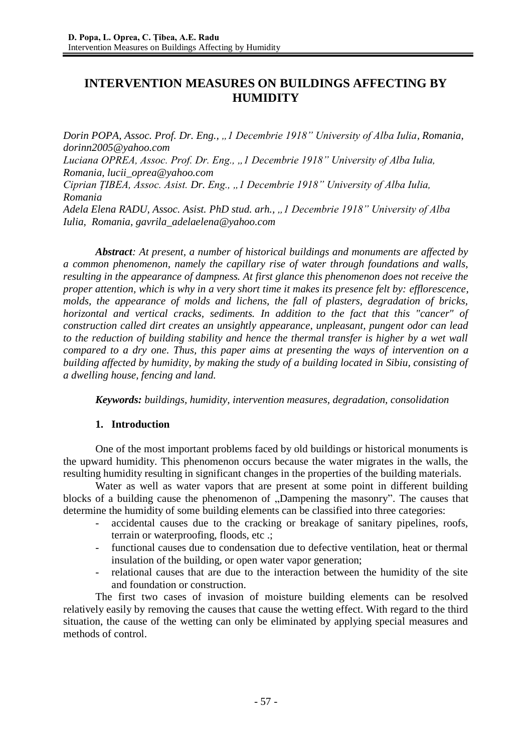# INTERVENTION MEASURES ON BUILDINGS AFFECTING BY HUMIDITY

*Dorin POPA, Assoc. Prof. Dr. Eng., „1 Decembrie 1918" University of Alba Iulia, Romania, dorinn2005@yahoo.com*
*Luciana OPREA, Assoc. Prof. Dr. Eng., „1 Decembrie 1918" University of Alba Iulia, Romania, lucii_oprea@yahoo.com*
*Ciprian ȚIBEA, Assoc. Asist. Dr. Eng., „1 Decembrie 1918" University of Alba Iulia, Romania*
*Adela Elena RADU, Assoc. Asist. PhD stud. arh., „1 Decembrie 1918" University of Alba Iulia, Romania, gavrila_adelaelena@yahoo.com*

***Abstract**: At present, a number of historical buildings and monuments are affected by a common phenomenon, namely the capillary rise of water through foundations and walls, resulting in the appearance of dampness. At first glance this phenomenon does not receive the proper attention, which is why in a very short time it makes its presence felt by: efflorescence, molds, the appearance of molds and lichens, the fall of plasters, degradation of bricks, horizontal and vertical cracks, sediments. In addition to the fact that this "cancer" of construction called dirt creates an unsightly appearance, unpleasant, pungent odor can lead to the reduction of building stability and hence the thermal transfer is higher by a wet wall compared to a dry one. Thus, this paper aims at presenting the ways of intervention on a building affected by humidity, by making the study of a building located in Sibiu, consisting of a dwelling house, fencing and land.*

***Keywords:** buildings, humidity, intervention measures, degradation, consolidation*

## 1. Introduction

One of the most important problems faced by old buildings or historical monuments is the upward humidity. This phenomenon occurs because the water migrates in the walls, the resulting humidity resulting in significant changes in the properties of the building materials.

Water as well as water vapors that are present at some point in different building blocks of a building cause the phenomenon of „Dampening the masonry". The causes that determine the humidity of some building elements can be classified into three categories:

- accidental causes due to the cracking or breakage of sanitary pipelines, roofs, terrain or waterproofing, floods, etc .;
- functional causes due to condensation due to defective ventilation, heat or thermal insulation of the building, or open water vapor generation;
- relational causes that are due to the interaction between the humidity of the site and foundation or construction.

The first two cases of invasion of moisture building elements can be resolved relatively easily by removing the causes that cause the wetting effect. With regard to the third situation, the cause of the wetting can only be eliminated by applying special measures and methods of control.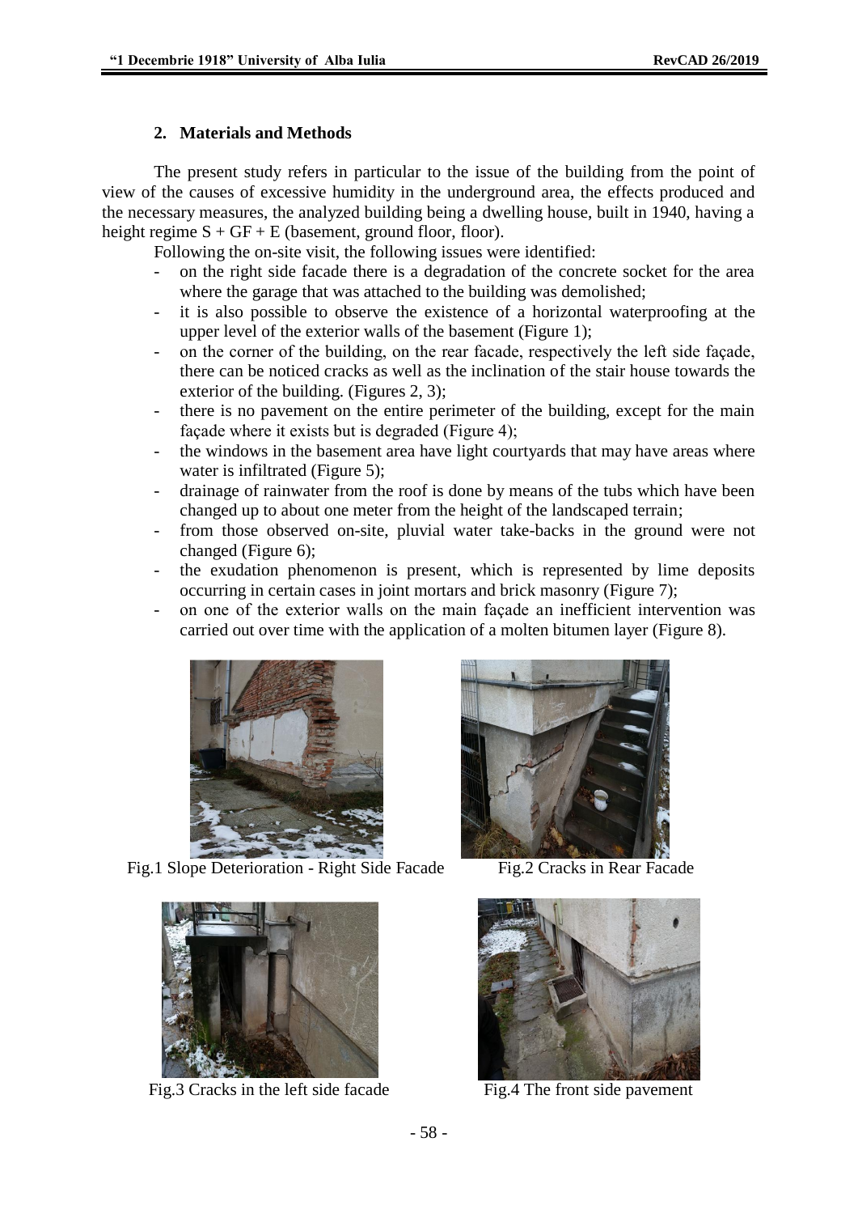## 2. Materials and Methods

The present study refers in particular to the issue of the building from the point of view of the causes of excessive humidity in the underground area, the effects produced and the necessary measures, the analyzed building being a dwelling house, built in 1940, having a height regime S + GF + E (basement, ground floor, floor).

Following the on-site visit, the following issues were identified:

- on the right side facade there is a degradation of the concrete socket for the area where the garage that was attached to the building was demolished;
- it is also possible to observe the existence of a horizontal waterproofing at the upper level of the exterior walls of the basement (Figure 1);
- on the corner of the building, on the rear facade, respectively the left side façade, there can be noticed cracks as well as the inclination of the stair house towards the exterior of the building. (Figures 2, 3);
- there is no pavement on the entire perimeter of the building, except for the main façade where it exists but is degraded (Figure 4);
- the windows in the basement area have light courtyards that may have areas where water is infiltrated (Figure 5);
- drainage of rainwater from the roof is done by means of the tubs which have been changed up to about one meter from the height of the landscaped terrain;
- from those observed on-site, pluvial water take-backs in the ground were not changed (Figure 6);
- the exudation phenomenon is present, which is represented by lime deposits occurring in certain cases in joint mortars and brick masonry (Figure 7);
- on one of the exterior walls on the main façade an inefficient intervention was carried out over time with the application of a molten bitumen layer (Figure 8).

Fig.1 Slope Deterioration - Right Side Facade

Fig.2 Cracks in Rear Facade

Fig.3 Cracks in the left side facade

Fig.4 The front side pavement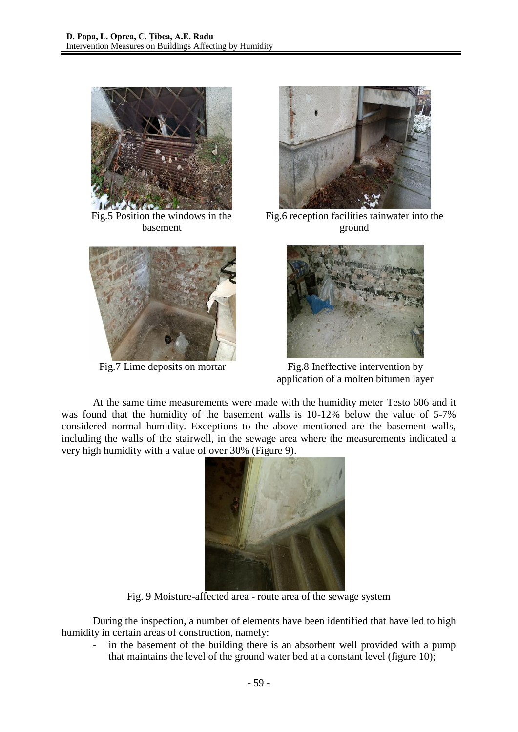Fig.5 Position the windows in the basement

Fig.6 reception facilities rainwater into the ground

Fig.7 Lime deposits on mortar

Fig.8 Ineffective intervention by application of a molten bitumen layer

At the same time measurements were made with the humidity meter Testo 606 and it was found that the humidity of the basement walls is 10-12% below the value of 5-7% considered normal humidity. Exceptions to the above mentioned are the basement walls, including the walls of the stairwell, in the sewage area where the measurements indicated a very high humidity with a value of over 30% (Figure 9).

Fig. 9 Moisture-affected area - route area of the sewage system

During the inspection, a number of elements have been identified that have led to high humidity in certain areas of construction, namely:

- in the basement of the building there is an absorbent well provided with a pump that maintains the level of the ground water bed at a constant level (figure 10);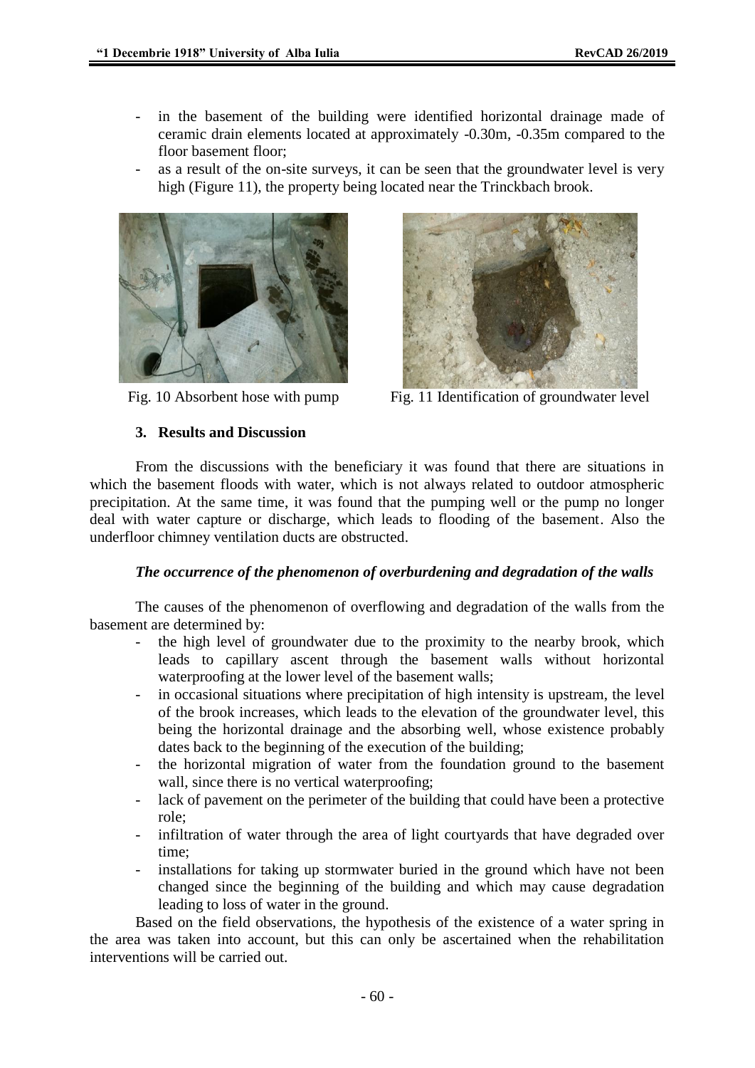- in the basement of the building were identified horizontal drainage made of ceramic drain elements located at approximately -0.30m, -0.35m compared to the floor basement floor;
- as a result of the on-site surveys, it can be seen that the groundwater level is very high (Figure 11), the property being located near the Trinckbach brook.

Fig. 10 Absorbent hose with pump

Fig. 11 Identification of groundwater level

## 3. Results and Discussion

From the discussions with the beneficiary it was found that there are situations in which the basement floods with water, which is not always related to outdoor atmospheric precipitation. At the same time, it was found that the pumping well or the pump no longer deal with water capture or discharge, which leads to flooding of the basement. Also the underfloor chimney ventilation ducts are obstructed.

***The occurrence of the phenomenon of overburdening and degradation of the walls***

The causes of the phenomenon of overflowing and degradation of the walls from the basement are determined by:

- the high level of groundwater due to the proximity to the nearby brook, which leads to capillary ascent through the basement walls without horizontal waterproofing at the lower level of the basement walls;
- in occasional situations where precipitation of high intensity is upstream, the level of the brook increases, which leads to the elevation of the groundwater level, this being the horizontal drainage and the absorbing well, whose existence probably dates back to the beginning of the execution of the building;
- the horizontal migration of water from the foundation ground to the basement wall, since there is no vertical waterproofing;
- lack of pavement on the perimeter of the building that could have been a protective role;
- infiltration of water through the area of light courtyards that have degraded over time;
- installations for taking up stormwater buried in the ground which have not been changed since the beginning of the building and which may cause degradation leading to loss of water in the ground.

Based on the field observations, the hypothesis of the existence of a water spring in the area was taken into account, but this can only be ascertained when the rehabilitation interventions will be carried out.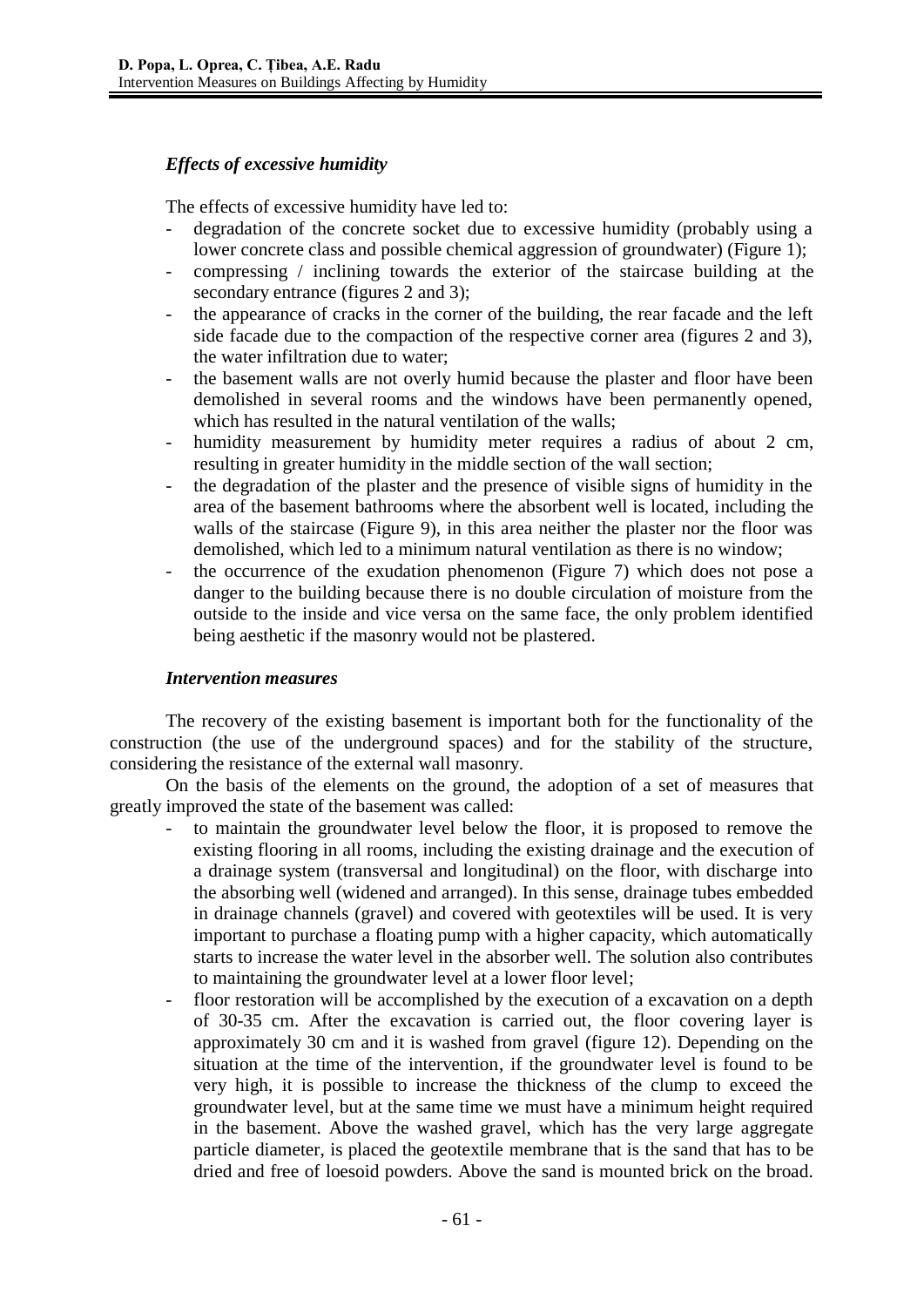### *Effects of excessive humidity*

The effects of excessive humidity have led to:

- degradation of the concrete socket due to excessive humidity (probably using a lower concrete class and possible chemical aggression of groundwater) (Figure 1);
- compressing / inclining towards the exterior of the staircase building at the secondary entrance (figures 2 and 3);
- the appearance of cracks in the corner of the building, the rear facade and the left side facade due to the compaction of the respective corner area (figures 2 and 3), the water infiltration due to water;
- the basement walls are not overly humid because the plaster and floor have been demolished in several rooms and the windows have been permanently opened, which has resulted in the natural ventilation of the walls;
- humidity measurement by humidity meter requires a radius of about 2 cm, resulting in greater humidity in the middle section of the wall section;
- the degradation of the plaster and the presence of visible signs of humidity in the area of the basement bathrooms where the absorbent well is located, including the walls of the staircase (Figure 9), in this area neither the plaster nor the floor was demolished, which led to a minimum natural ventilation as there is no window;
- the occurrence of the exudation phenomenon (Figure 7) which does not pose a danger to the building because there is no double circulation of moisture from the outside to the inside and vice versa on the same face, the only problem identified being aesthetic if the masonry would not be plastered.

### *Intervention measures*

The recovery of the existing basement is important both for the functionality of the construction (the use of the underground spaces) and for the stability of the structure, considering the resistance of the external wall masonry.

On the basis of the elements on the ground, the adoption of a set of measures that greatly improved the state of the basement was called:

- to maintain the groundwater level below the floor, it is proposed to remove the existing flooring in all rooms, including the existing drainage and the execution of a drainage system (transversal and longitudinal) on the floor, with discharge into the absorbing well (widened and arranged). In this sense, drainage tubes embedded in drainage channels (gravel) and covered with geotextiles will be used. It is very important to purchase a floating pump with a higher capacity, which automatically starts to increase the water level in the absorber well. The solution also contributes to maintaining the groundwater level at a lower floor level;
- floor restoration will be accomplished by the execution of a excavation on a depth of 30-35 cm. After the excavation is carried out, the floor covering layer is approximately 30 cm and it is washed from gravel (figure 12). Depending on the situation at the time of the intervention, if the groundwater level is found to be very high, it is possible to increase the thickness of the clump to exceed the groundwater level, but at the same time we must have a minimum height required in the basement. Above the washed gravel, which has the very large aggregate particle diameter, is placed the geotextile membrane that is the sand that has to be dried and free of loesoid powders. Above the sand is mounted brick on the broad.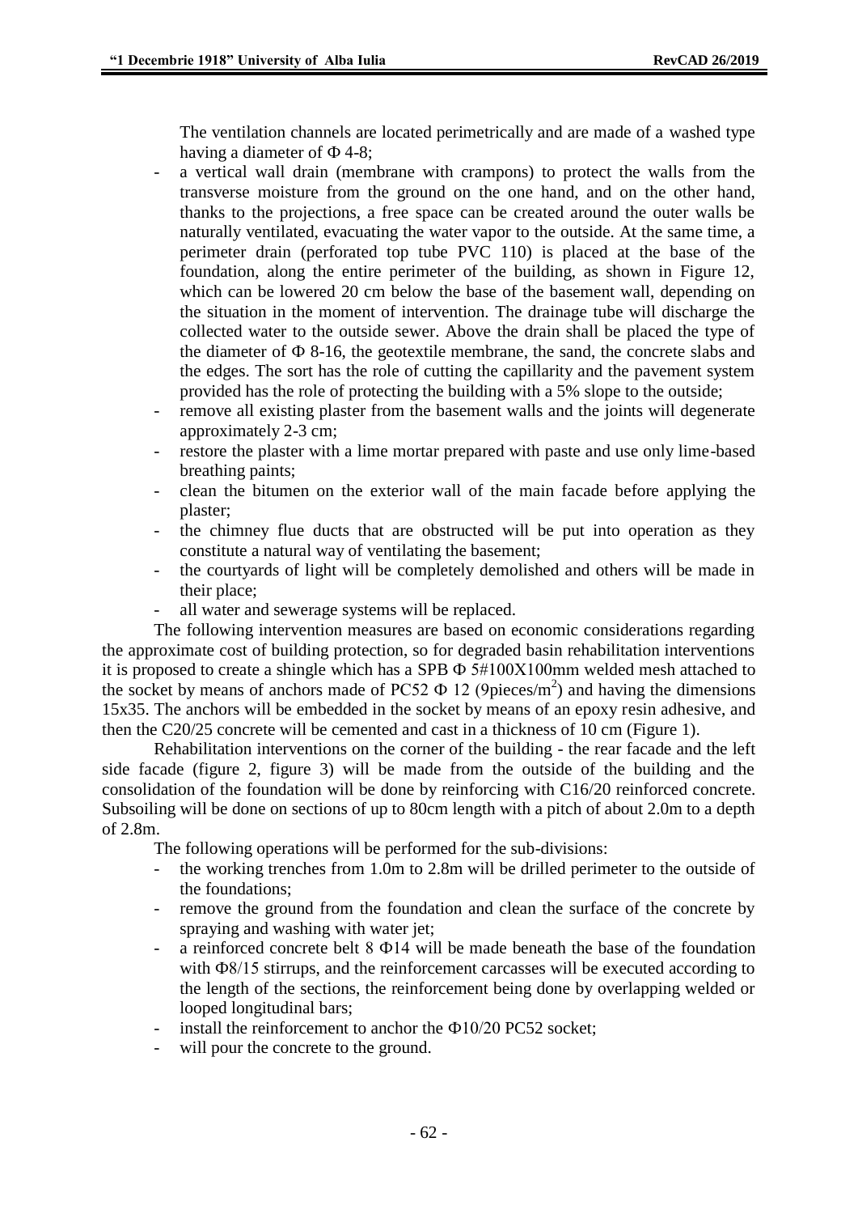The ventilation channels are located perimetrically and are made of a washed type having a diameter of Φ 4-8;

- a vertical wall drain (membrane with crampons) to protect the walls from the transverse moisture from the ground on the one hand, and on the other hand, thanks to the projections, a free space can be created around the outer walls be naturally ventilated, evacuating the water vapor to the outside. At the same time, a perimeter drain (perforated top tube PVC 110) is placed at the base of the foundation, along the entire perimeter of the building, as shown in Figure 12, which can be lowered 20 cm below the base of the basement wall, depending on the situation in the moment of intervention. The drainage tube will discharge the collected water to the outside sewer. Above the drain shall be placed the type of the diameter of Φ 8-16, the geotextile membrane, the sand, the concrete slabs and the edges. The sort has the role of cutting the capillarity and the pavement system provided has the role of protecting the building with a 5% slope to the outside;
- remove all existing plaster from the basement walls and the joints will degenerate approximately 2-3 cm;
- restore the plaster with a lime mortar prepared with paste and use only lime-based breathing paints;
- clean the bitumen on the exterior wall of the main facade before applying the plaster;
- the chimney flue ducts that are obstructed will be put into operation as they constitute a natural way of ventilating the basement;
- the courtyards of light will be completely demolished and others will be made in their place;
- all water and sewerage systems will be replaced.

The following intervention measures are based on economic considerations regarding the approximate cost of building protection, so for degraded basin rehabilitation interventions it is proposed to create a shingle which has a SPB Φ 5#100X100mm welded mesh attached to the socket by means of anchors made of PC52 Φ 12 (9pieces/m$^2$) and having the dimensions 15x35. The anchors will be embedded in the socket by means of an epoxy resin adhesive, and then the C20/25 concrete will be cemented and cast in a thickness of 10 cm (Figure 1).

Rehabilitation interventions on the corner of the building - the rear facade and the left side facade (figure 2, figure 3) will be made from the outside of the building and the consolidation of the foundation will be done by reinforcing with C16/20 reinforced concrete. Subsoiling will be done on sections of up to 80cm length with a pitch of about 2.0m to a depth of 2.8m.

The following operations will be performed for the sub-divisions:

- the working trenches from 1.0m to 2.8m will be drilled perimeter to the outside of the foundations;
- remove the ground from the foundation and clean the surface of the concrete by spraying and washing with water jet;
- a reinforced concrete belt 8 Φ14 will be made beneath the base of the foundation with Φ8/15 stirrups, and the reinforcement carcasses will be executed according to the length of the sections, the reinforcement being done by overlapping welded or looped longitudinal bars;
- install the reinforcement to anchor the Φ10/20 PC52 socket;
- will pour the concrete to the ground.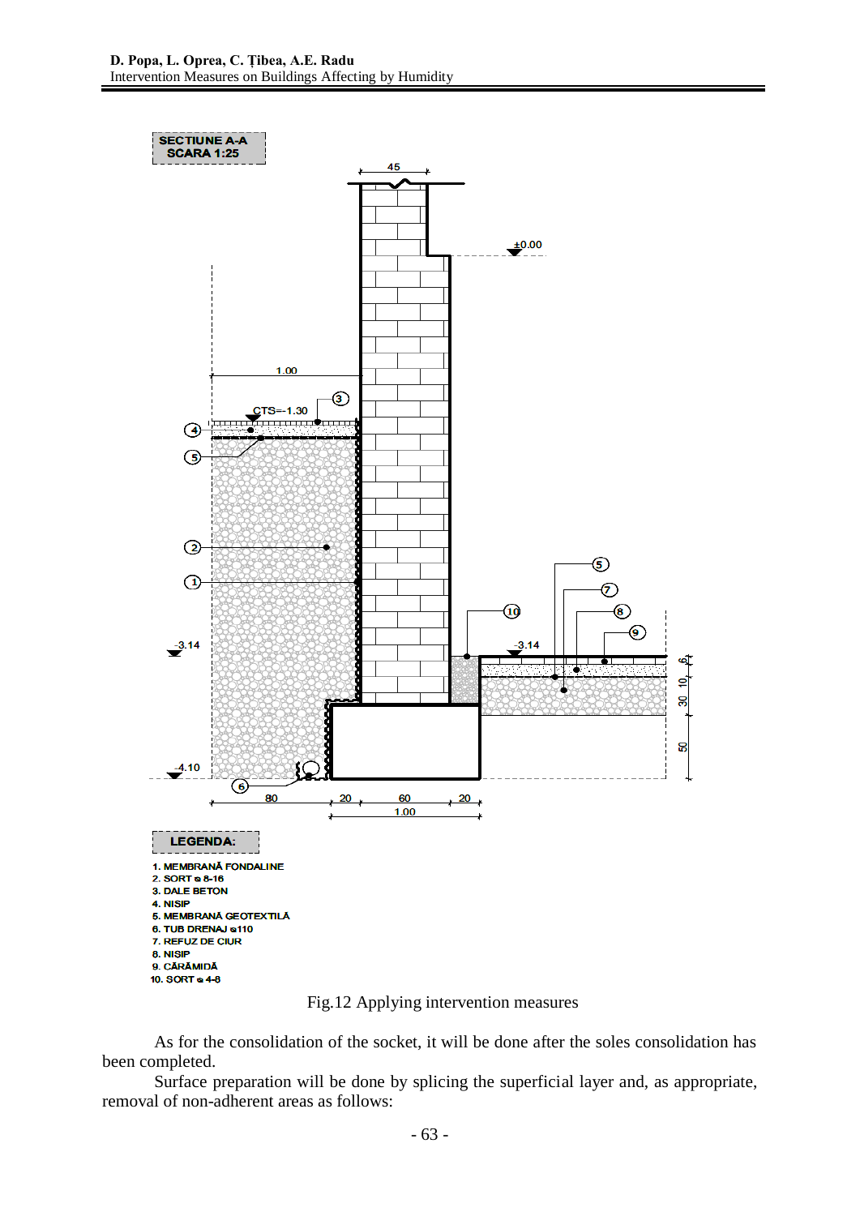SECTIUNE A-A
SCARA 1:25

LEGENDA:

1. MEMBRANĂ FONDALINE
2. SORT ø 8-16
3. DALE BETON
4. NISIP
5. MEMBRANĂ GEOTEXTILĂ
6. TUB DRENAJ ø110
7. REFUZ DE CIUR
8. NISIP
9. CĂRĂMIDĂ
10. SORT ø 4-8

Fig.12 Applying intervention measures

As for the consolidation of the socket, it will be done after the soles consolidation has been completed.

Surface preparation will be done by splicing the superficial layer and, as appropriate, removal of non-adherent areas as follows: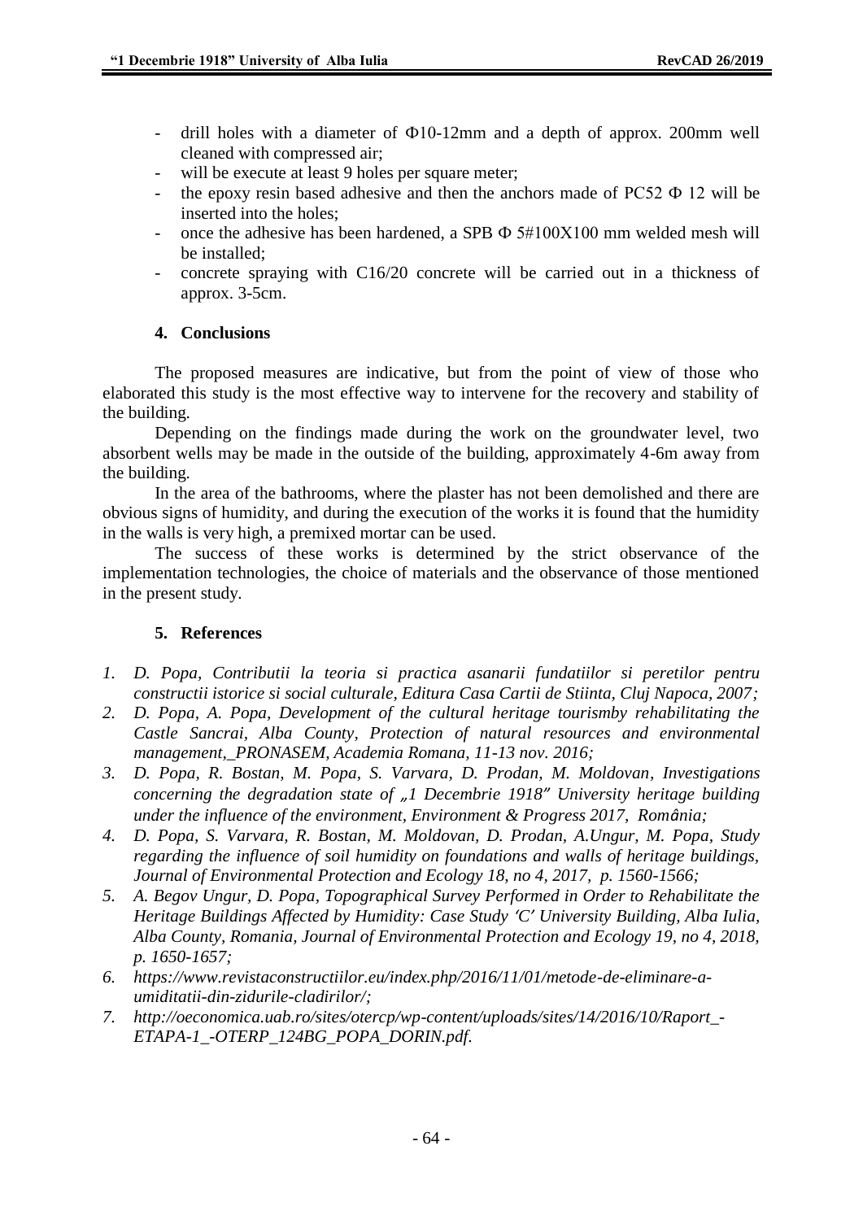- drill holes with a diameter of Φ10-12mm and a depth of approx. 200mm well cleaned with compressed air;
- will be execute at least 9 holes per square meter;
- the epoxy resin based adhesive and then the anchors made of PC52 Φ 12 will be inserted into the holes;
- once the adhesive has been hardened, a SPB Φ 5#100X100 mm welded mesh will be installed;
- concrete spraying with C16/20 concrete will be carried out in a thickness of approx. 3-5cm.

## 4. Conclusions

The proposed measures are indicative, but from the point of view of those who elaborated this study is the most effective way to intervene for the recovery and stability of the building.

Depending on the findings made during the work on the groundwater level, two absorbent wells may be made in the outside of the building, approximately 4-6m away from the building.

In the area of the bathrooms, where the plaster has not been demolished and there are obvious signs of humidity, and during the execution of the works it is found that the humidity in the walls is very high, a premixed mortar can be used.

The success of these works is determined by the strict observance of the implementation technologies, the choice of materials and the observance of those mentioned in the present study.

## 5. References

1. *D. Popa, Contributii la teoria si practica asanarii fundatiilor si peretilor pentru constructii istorice si social culturale, Editura Casa Cartii de Stiinta, Cluj Napoca, 2007;*
2. *D. Popa, A. Popa, Development of the cultural heritage tourismby rehabilitating the Castle Sancrai, Alba County, Protection of natural resources and environmental management,_PRONASEM, Academia Romana, 11-13 nov. 2016;*
3. *D. Popa, R. Bostan, M. Popa, S. Varvara, D. Prodan, M. Moldovan, Investigations concerning the degradation state of „1 Decembrie 1918" University heritage building under the influence of the environment, Environment & Progress 2017, România;*
4. *D. Popa, S. Varvara, R. Bostan, M. Moldovan, D. Prodan, A.Ungur, M. Popa, Study regarding the influence of soil humidity on foundations and walls of heritage buildings, Journal of Environmental Protection and Ecology 18, no 4, 2017, p. 1560-1566;*
5. *A. Begov Ungur, D. Popa, Topographical Survey Performed in Order to Rehabilitate the Heritage Buildings Affected by Humidity: Case Study 'C' University Building, Alba Iulia, Alba County, Romania, Journal of Environmental Protection and Ecology 19, no 4, 2018, p. 1650-1657;*
6. *https://www.revistaconstructiilor.eu/index.php/2016/11/01/metode-de-eliminare-a-umiditatii-din-zidurile-cladirilor/;*
7. *http://oeconomica.uab.ro/sites/otercp/wp-content/uploads/sites/14/2016/10/Raport_-ETAPA-1_-OTERP_124BG_POPA_DORIN.pdf.*